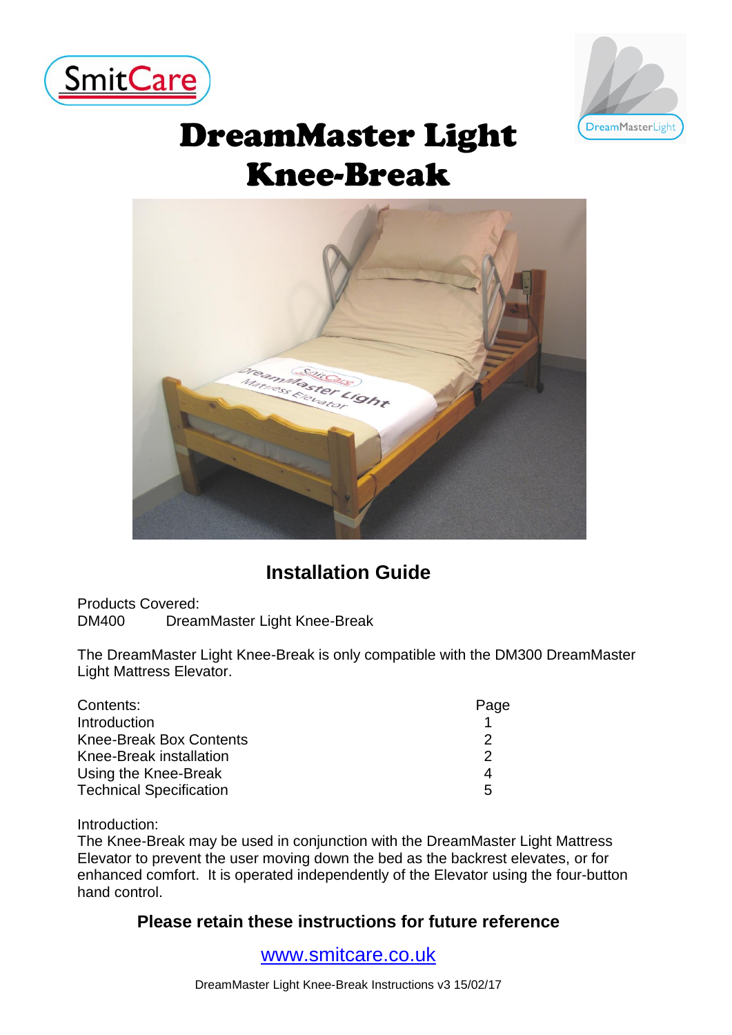# DreamMaster Light Knee-Break

## Installation Guide

Products Covered:
DM400 DreamMaster Light Knee-Break

The DreamMaster Light Knee-Break is only compatible with the DM300 DreamMaster Light Mattress Elevator.

| Contents: | Page |
| --- | --- |
| Introduction | 1 |
| Knee-Break Box Contents | 2 |
| Knee-Break installation | 2 |
| Using the Knee-Break | 4 |
| Technical Specification | 5 |

Introduction:
The Knee-Break may be used in conjunction with the DreamMaster Light Mattress Elevator to prevent the user moving down the bed as the backrest elevates, or for enhanced comfort. It is operated independently of the Elevator using the four-button hand control.

**Please retain these instructions for future reference**

www.smitcare.co.uk

DreamMaster Light Knee-Break Instructions v3 15/02/17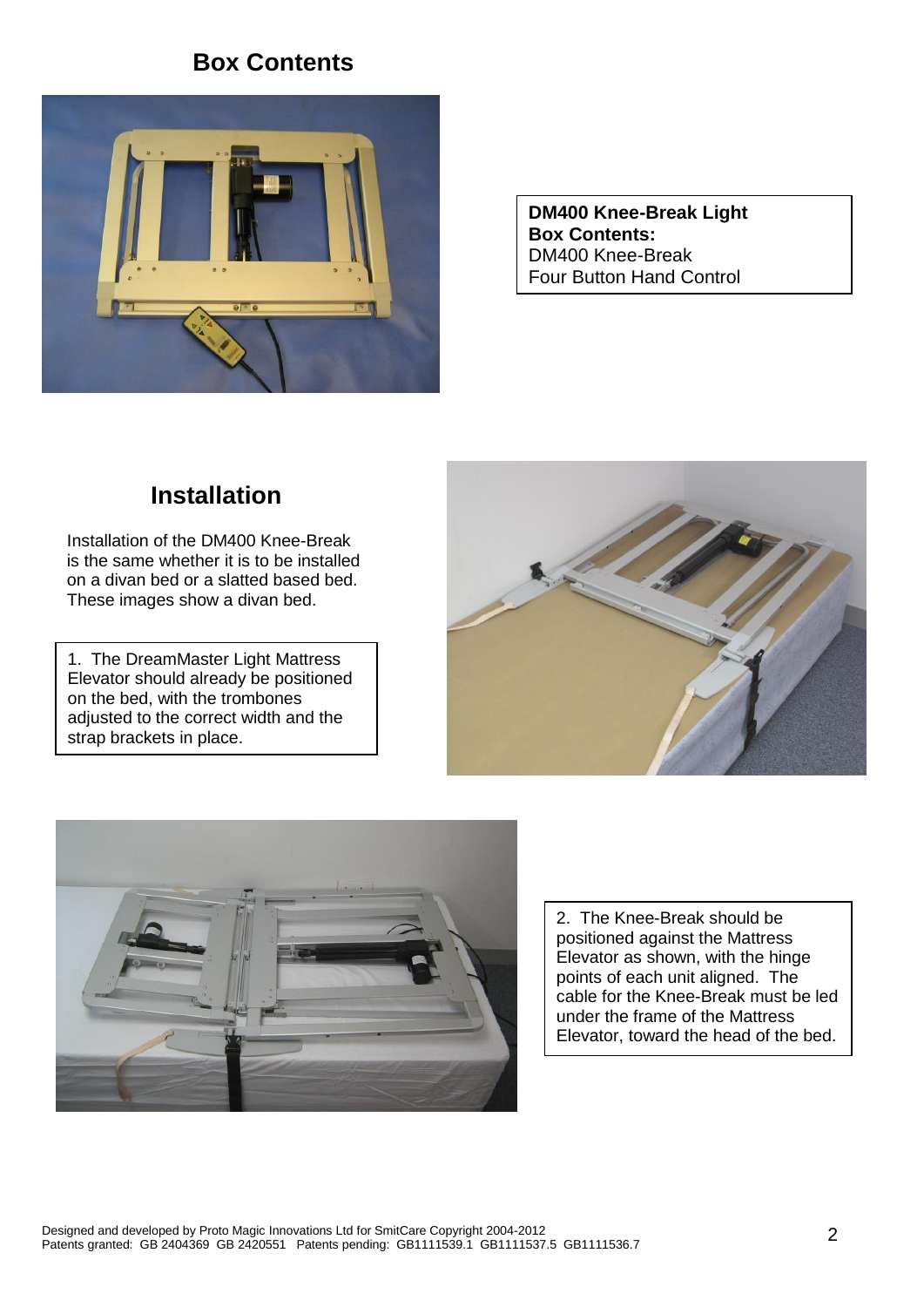## Box Contents

**DM400 Knee-Break Light Box Contents:**
DM400 Knee-Break
Four Button Hand Control

## Installation

Installation of the DM400 Knee-Break is the same whether it is to be installed on a divan bed or a slatted based bed. These images show a divan bed.

1. The DreamMaster Light Mattress Elevator should already be positioned on the bed, with the trombones adjusted to the correct width and the strap brackets in place.

2. The Knee-Break should be positioned against the Mattress Elevator as shown, with the hinge points of each unit aligned. The cable for the Knee-Break must be led under the frame of the Mattress Elevator, toward the head of the bed.

Designed and developed by Proto Magic Innovations Ltd for SmitCare Copyright 2004-2012
Patents granted: GB 2404369 GB 2420551 Patents pending: GB1111539.1 GB1111537.5 GB1111536.7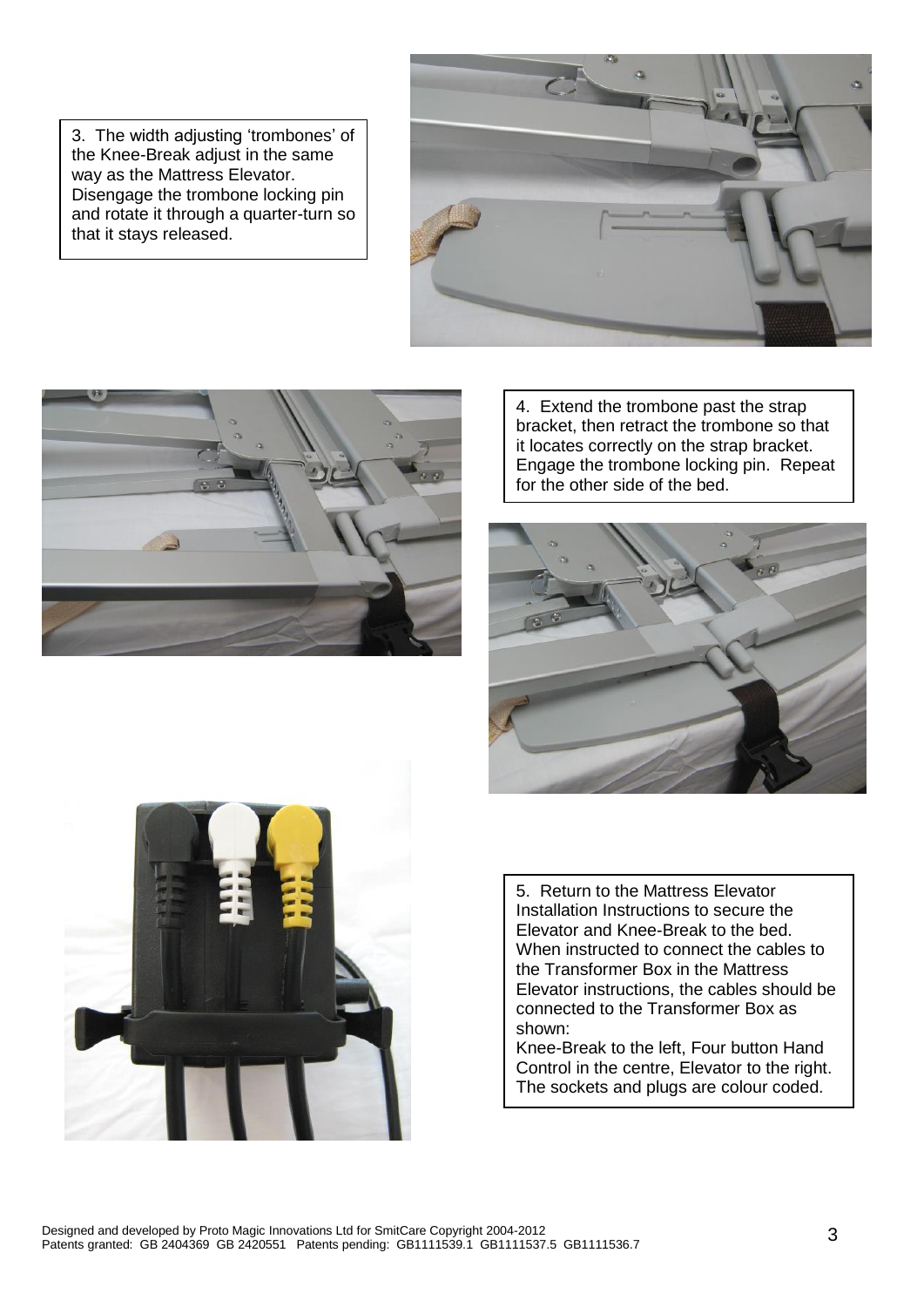3. The width adjusting 'trombones' of the Knee-Break adjust in the same way as the Mattress Elevator. Disengage the trombone locking pin and rotate it through a quarter-turn so that it stays released.

4. Extend the trombone past the strap bracket, then retract the trombone so that it locates correctly on the strap bracket. Engage the trombone locking pin. Repeat for the other side of the bed.

5. Return to the Mattress Elevator Installation Instructions to secure the Elevator and Knee-Break to the bed. When instructed to connect the cables to the Transformer Box in the Mattress Elevator instructions, the cables should be connected to the Transformer Box as shown:
Knee-Break to the left, Four button Hand Control in the centre, Elevator to the right. The sockets and plugs are colour coded.

Designed and developed by Proto Magic Innovations Ltd for SmitCare Copyright 2004-2012
Patents granted: GB 2404369 GB 2420551 Patents pending: GB1111539.1 GB1111537.5 GB1111536.7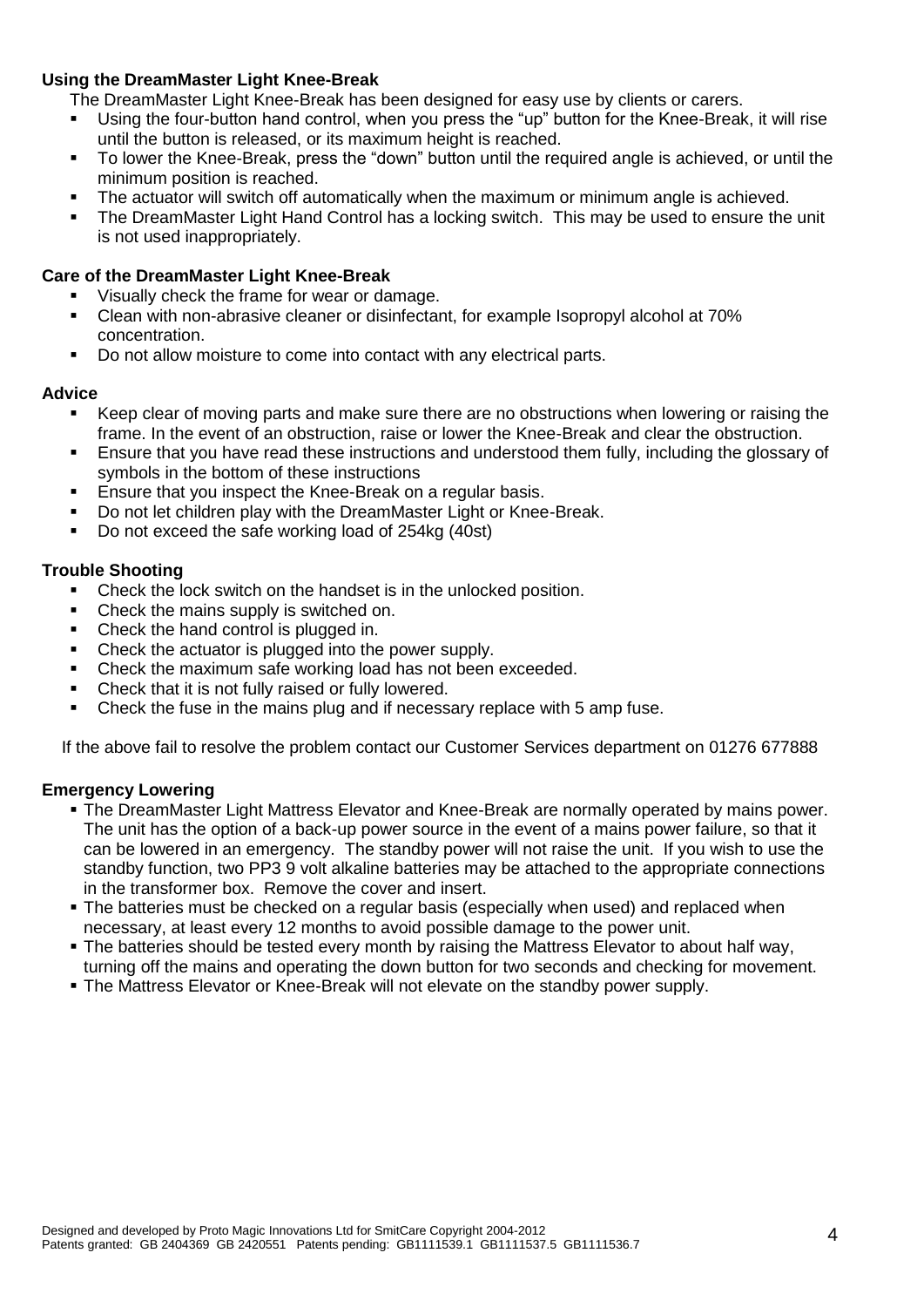### Using the DreamMaster Light Knee-Break

The DreamMaster Light Knee-Break has been designed for easy use by clients or carers.

- Using the four-button hand control, when you press the "up" button for the Knee-Break, it will rise until the button is released, or its maximum height is reached.
- To lower the Knee-Break, press the "down" button until the required angle is achieved, or until the minimum position is reached.
- The actuator will switch off automatically when the maximum or minimum angle is achieved.
- The DreamMaster Light Hand Control has a locking switch. This may be used to ensure the unit is not used inappropriately.

### Care of the DreamMaster Light Knee-Break

- Visually check the frame for wear or damage.
- Clean with non-abrasive cleaner or disinfectant, for example Isopropyl alcohol at 70% concentration.
- Do not allow moisture to come into contact with any electrical parts.

### Advice

- Keep clear of moving parts and make sure there are no obstructions when lowering or raising the frame. In the event of an obstruction, raise or lower the Knee-Break and clear the obstruction.
- Ensure that you have read these instructions and understood them fully, including the glossary of symbols in the bottom of these instructions
- Ensure that you inspect the Knee-Break on a regular basis.
- Do not let children play with the DreamMaster Light or Knee-Break.
- Do not exceed the safe working load of 254kg (40st)

### Trouble Shooting

- Check the lock switch on the handset is in the unlocked position.
- Check the mains supply is switched on.
- Check the hand control is plugged in.
- Check the actuator is plugged into the power supply.
- Check the maximum safe working load has not been exceeded.
- Check that it is not fully raised or fully lowered.
- Check the fuse in the mains plug and if necessary replace with 5 amp fuse.

If the above fail to resolve the problem contact our Customer Services department on 01276 677888

### Emergency Lowering

- The DreamMaster Light Mattress Elevator and Knee-Break are normally operated by mains power. The unit has the option of a back-up power source in the event of a mains power failure, so that it can be lowered in an emergency. The standby power will not raise the unit. If you wish to use the standby function, two PP3 9 volt alkaline batteries may be attached to the appropriate connections in the transformer box. Remove the cover and insert.
- The batteries must be checked on a regular basis (especially when used) and replaced when necessary, at least every 12 months to avoid possible damage to the power unit.
- The batteries should be tested every month by raising the Mattress Elevator to about half way, turning off the mains and operating the down button for two seconds and checking for movement.
- The Mattress Elevator or Knee-Break will not elevate on the standby power supply.

Designed and developed by Proto Magic Innovations Ltd for SmitCare Copyright 2004-2012
Patents granted: GB 2404369 GB 2420551 Patents pending: GB1111539.1 GB1111537.5 GB1111536.7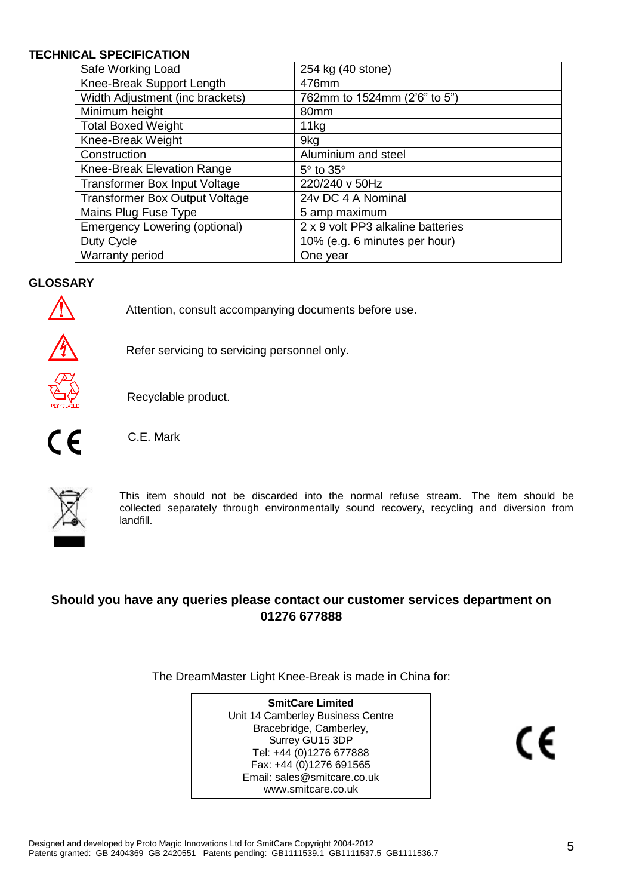## TECHNICAL SPECIFICATION

| | |
|---|---|
| Safe Working Load | 254 kg (40 stone) |
| Knee-Break Support Length | 476mm |
| Width Adjustment (inc brackets) | 762mm to 1524mm (2'6" to 5") |
| Minimum height | 80mm |
| Total Boxed Weight | 11kg |
| Knee-Break Weight | 9kg |
| Construction | Aluminium and steel |
| Knee-Break Elevation Range | 5° to 35° |
| Transformer Box Input Voltage | 220/240 v 50Hz |
| Transformer Box Output Voltage | 24v DC 4 A Nominal |
| Mains Plug Fuse Type | 5 amp maximum |
| Emergency Lowering (optional) | 2 x 9 volt PP3 alkaline batteries |
| Duty Cycle | 10% (e.g. 6 minutes per hour) |
| Warranty period | One year |

## GLOSSARY

Attention, consult accompanying documents before use.

Refer servicing to servicing personnel only.

Recyclable product.

C.E. Mark

This item should not be discarded into the normal refuse stream. The item should be collected separately through environmentally sound recovery, recycling and diversion from landfill.

**Should you have any queries please contact our customer services department on 01276 677888**

The DreamMaster Light Knee-Break is made in China for:

**SmitCare Limited**
Unit 14 Camberley Business Centre
Bracebridge, Camberley,
Surrey GU15 3DP
Tel: +44 (0)1276 677888
Fax: +44 (0)1276 691565
Email: sales@smitcare.co.uk
www.smitcare.co.uk

Designed and developed by Proto Magic Innovations Ltd for SmitCare Copyright 2004-2012
Patents granted: GB 2404369 GB 2420551 Patents pending: GB1111539.1 GB1111537.5 GB1111536.7